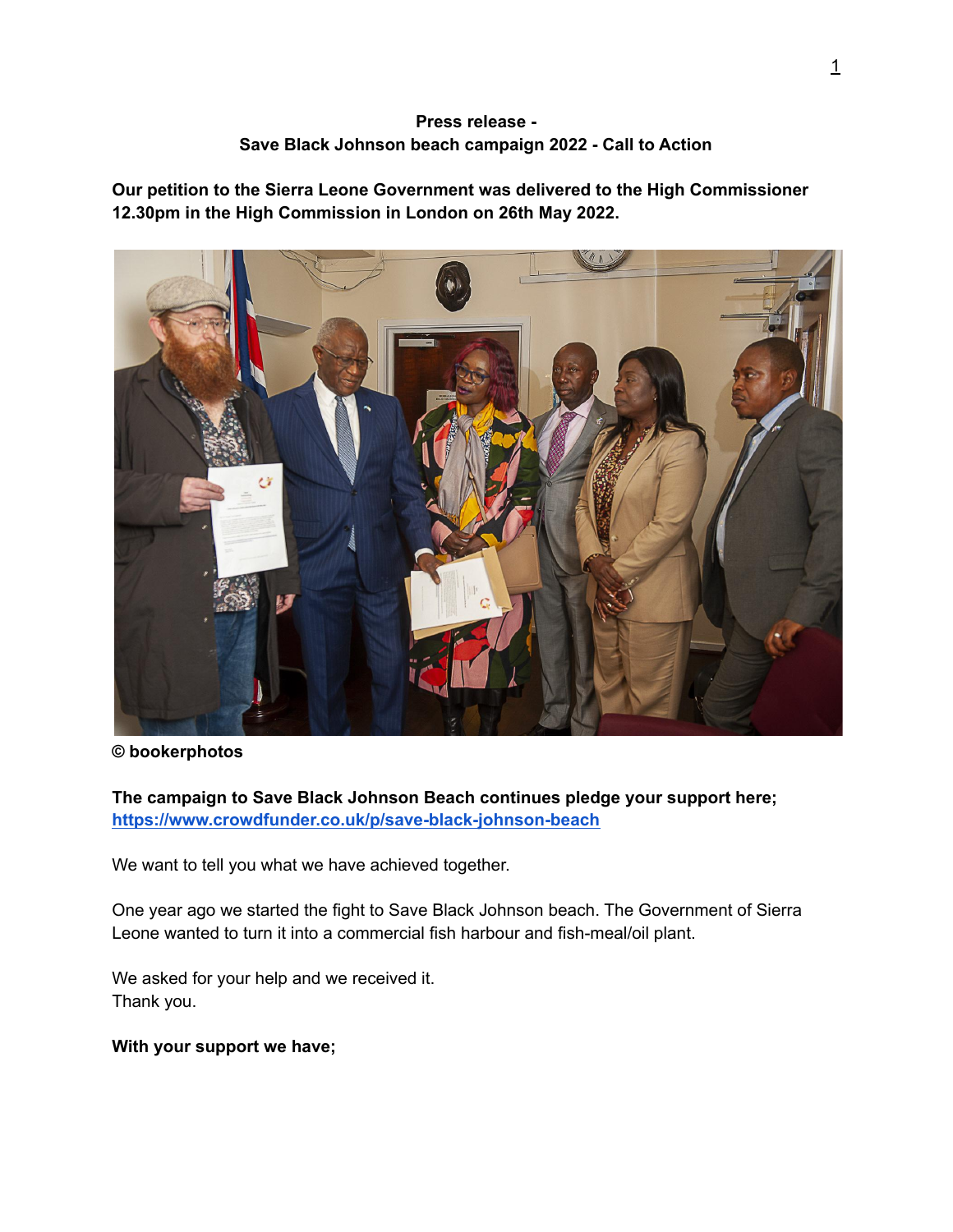**Press release -**
**Save Black Johnson beach campaign 2022 - Call to Action**

**Our petition to the Sierra Leone Government was delivered to the High Commissioner 12.30pm in the High Commission in London on 26th May 2022.**

**© bookerphotos**

**The campaign to Save Black Johnson Beach continues pledge your support here;**
**https://www.crowdfunder.co.uk/p/save-black-johnson-beach**

We want to tell you what we have achieved together.

One year ago we started the fight to Save Black Johnson beach. The Government of Sierra Leone wanted to turn it into a commercial fish harbour and fish-meal/oil plant.

We asked for your help and we received it.
Thank you.

**With your support we have;**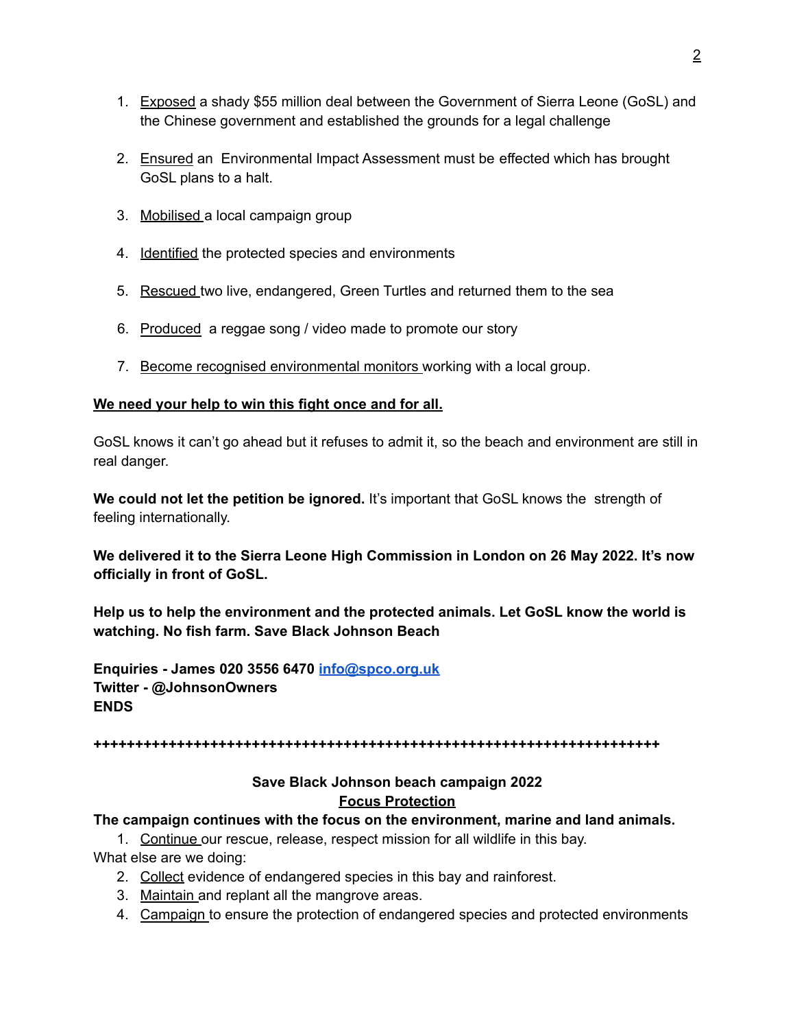1. Exposed a shady $55 million deal between the Government of Sierra Leone (GoSL) and the Chinese government and established the grounds for a legal challenge

2. Ensured an Environmental Impact Assessment must be effected which has brought GoSL plans to a halt.

3. Mobilised a local campaign group

4. Identified the protected species and environments

5. Rescued two live, endangered, Green Turtles and returned them to the sea

6. Produced a reggae song / video made to promote our story

7. Become recognised environmental monitors working with a local group.

**We need your help to win this fight once and for all.**

GoSL knows it can't go ahead but it refuses to admit it, so the beach and environment are still in real danger.

**We could not let the petition be ignored.** It's important that GoSL knows the strength of feeling internationally.

**We delivered it to the Sierra Leone High Commission in London on 26 May 2022. It's now officially in front of GoSL.**

**Help us to help the environment and the protected animals. Let GoSL know the world is watching. No fish farm. Save Black Johnson Beach**

**Enquiries - James 020 3556 6470 [info@spco.org.uk](mailto:info@spco.org.uk)**
**Twitter - @JohnsonOwners**
**ENDS**

**++++++++++++++++++++++++++++++++++++++++++++++++++++++++++++++++++++++++**

**Save Black Johnson beach campaign 2022**

**Focus Protection**

**The campaign continues with the focus on the environment, marine and land animals.**

1. Continue our rescue, release, respect mission for all wildlife in this bay.

What else are we doing:

2. Collect evidence of endangered species in this bay and rainforest.
3. Maintain and replant all the mangrove areas.
4. Campaign to ensure the protection of endangered species and protected environments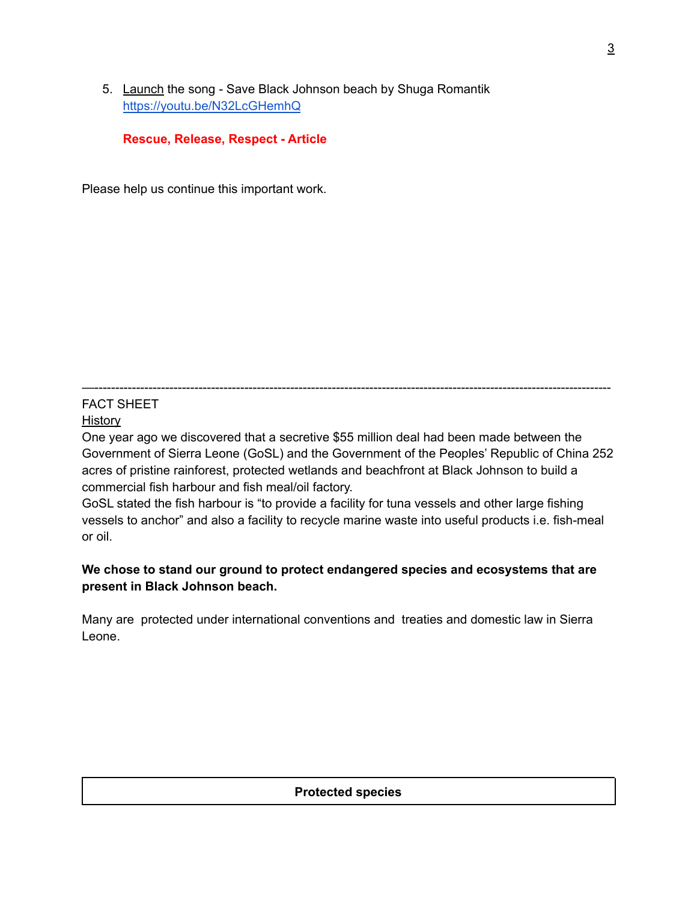5. Launch the song - Save Black Johnson beach by Shuga Romantik https://youtu.be/N32LcGHemhQ

   **Rescue, Release, Respect - Article**

Please help us continue this important work.

---

FACT SHEET

History

One year ago we discovered that a secretive $55 million deal had been made between the Government of Sierra Leone (GoSL) and the Government of the Peoples' Republic of China 252 acres of pristine rainforest, protected wetlands and beachfront at Black Johnson to build a commercial fish harbour and fish meal/oil factory.

GoSL stated the fish harbour is "to provide a facility for tuna vessels and other large fishing vessels to anchor" and also a facility to recycle marine waste into useful products i.e. fish-meal or oil.

**We chose to stand our ground to protect endangered species and ecosystems that are present in Black Johnson beach.**

Many are protected under international conventions and treaties and domestic law in Sierra Leone.

| **Protected species** |
|---|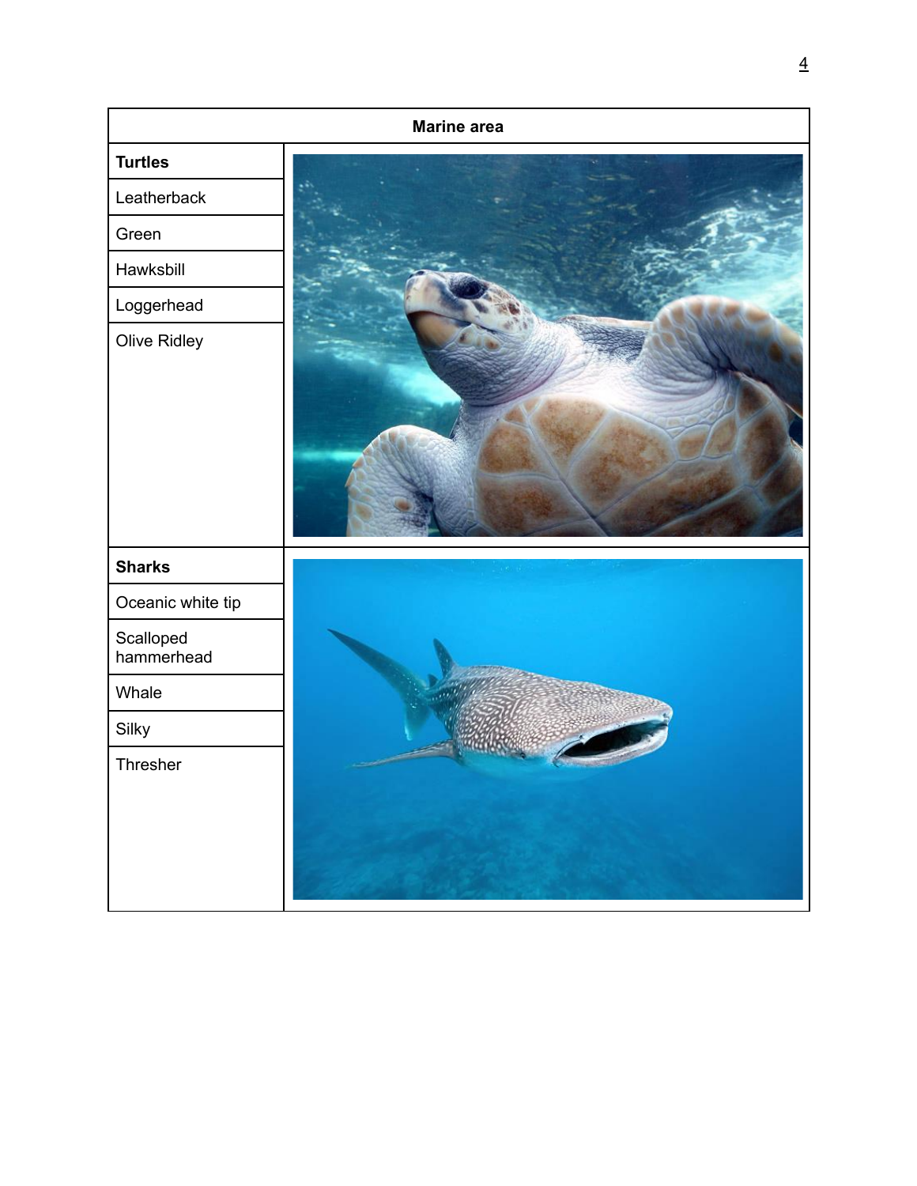| Marine area | |
|---|---|
| **Turtles** | |
| Leatherback | |
| Green | |
| Hawksbill | |
| Loggerhead | |
| Olive Ridley | |
| **Sharks** | |
| Oceanic white tip | |
| Scalloped hammerhead | |
| Whale | |
| Silky | |
| Thresher | |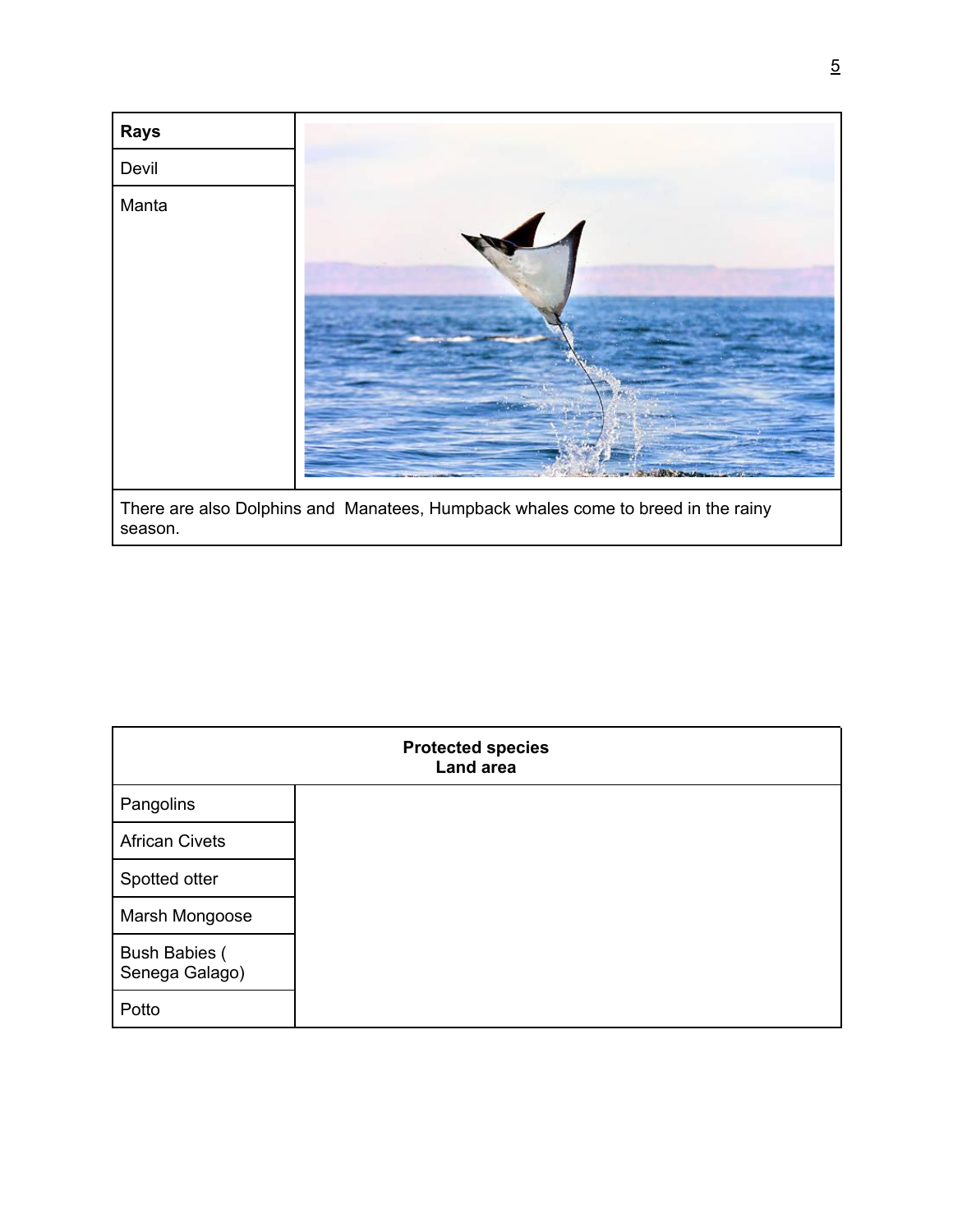| **Rays** | |
| --- | --- |
| Devil | |
| Manta | |
| There are also Dolphins and  Manatees, Humpback whales come to breed in the rainy season. | |

| **Protected species**<br>**Land area** | |
| --- | --- |
| Pangolins | |
| African Civets | |
| Spotted otter | |
| Marsh Mongoose | |
| Bush Babies ( Senega Galago) | |
| Potto | |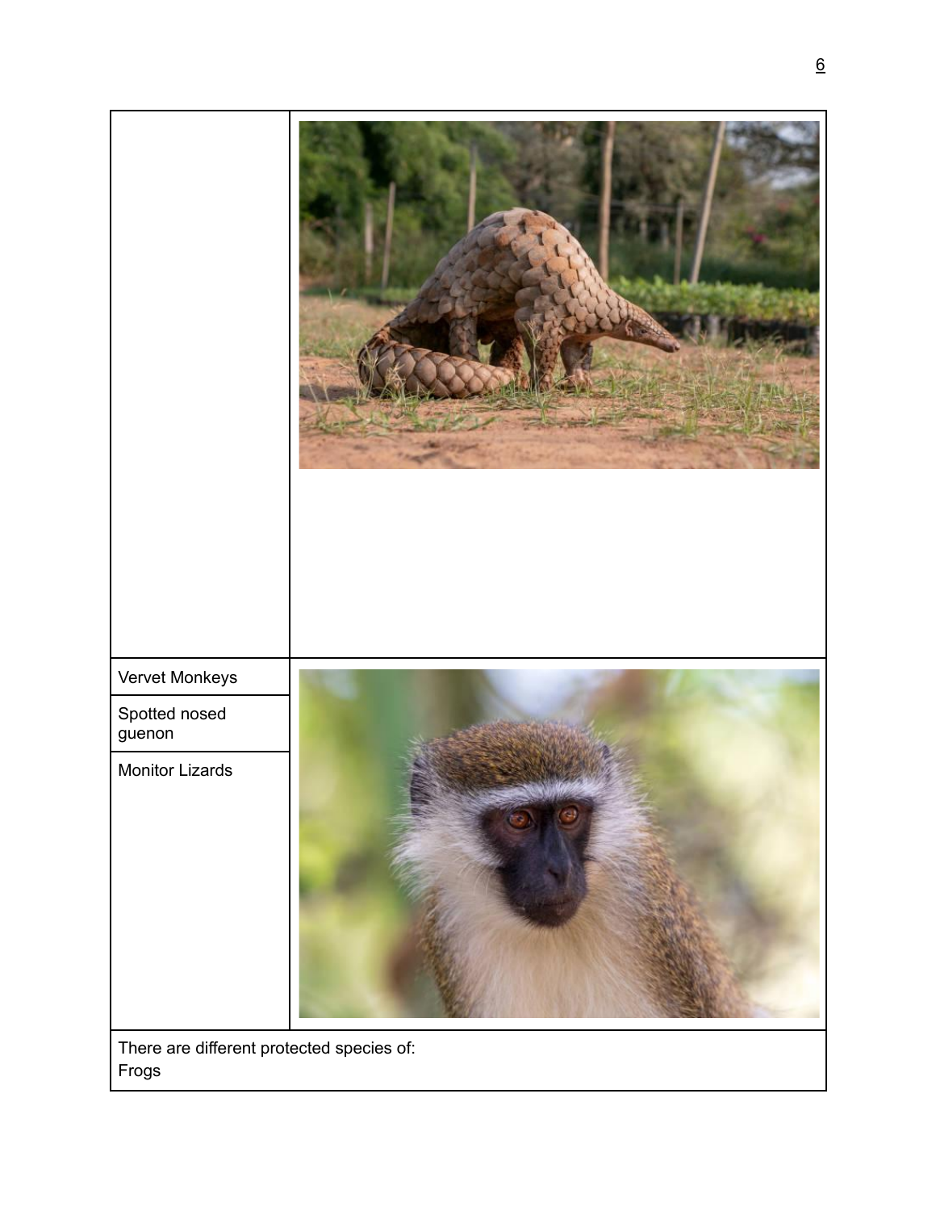| | |
|---|---|
| | |
| Vervet Monkeys | |
| Spotted nosed guenon | |
| Monitor Lizards | |

There are different protected species of:
Frogs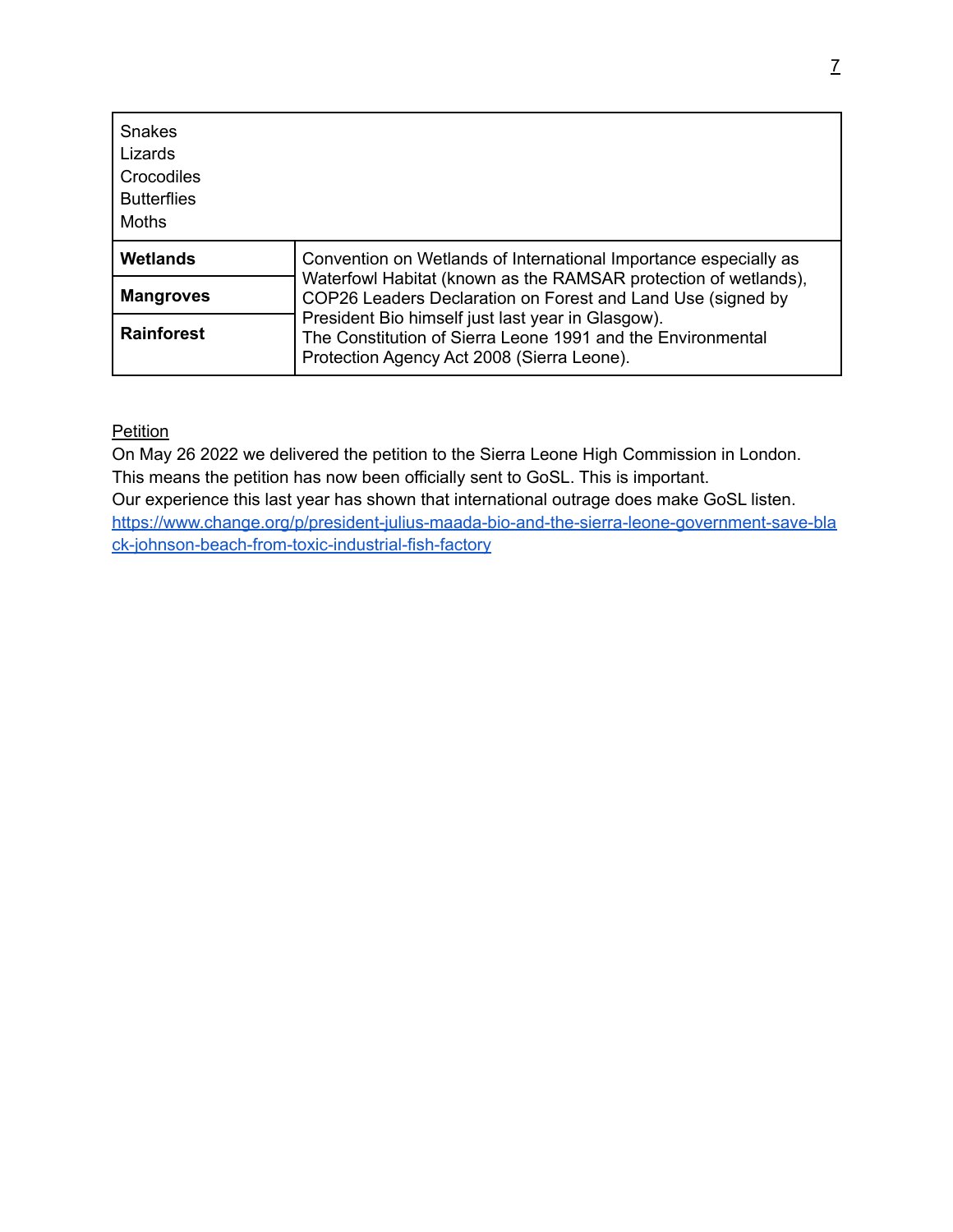| | |
|---|---|
| Snakes<br>Lizards<br>Crocodiles<br>Butterflies<br>Moths | |
| **Wetlands** | Convention on Wetlands of International Importance especially as Waterfowl Habitat (known as the RAMSAR protection of wetlands), COP26 Leaders Declaration on Forest and Land Use (signed by President Bio himself just last year in Glasgow).<br>The Constitution of Sierra Leone 1991 and the Environmental Protection Agency Act 2008 (Sierra Leone). |
| **Mangroves** | |
| **Rainforest** | |

Petition

On May 26 2022 we delivered the petition to the Sierra Leone High Commission in London. This means the petition has now been officially sent to GoSL. This is important.
Our experience this last year has shown that international outrage does make GoSL listen.
https://www.change.org/p/president-julius-maada-bio-and-the-sierra-leone-government-save-black-johnson-beach-from-toxic-industrial-fish-factory